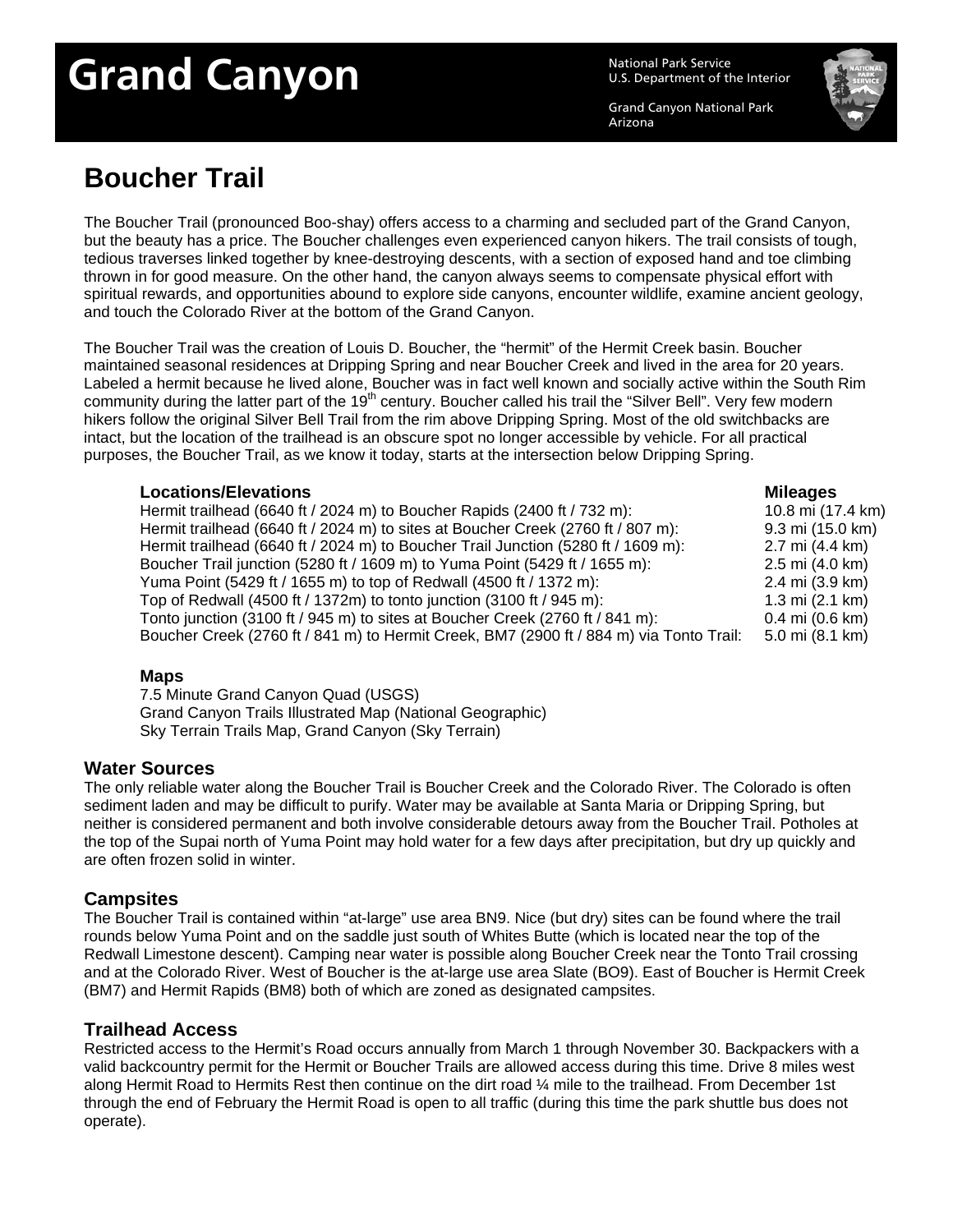# Grand Canyon

National Park Service
U.S. Department of the Interior

Grand Canyon National Park
Arizona

## Boucher Trail

The Boucher Trail (pronounced Boo-shay) offers access to a charming and secluded part of the Grand Canyon, but the beauty has a price. The Boucher challenges even experienced canyon hikers. The trail consists of tough, tedious traverses linked together by knee-destroying descents, with a section of exposed hand and toe climbing thrown in for good measure. On the other hand, the canyon always seems to compensate physical effort with spiritual rewards, and opportunities abound to explore side canyons, encounter wildlife, examine ancient geology, and touch the Colorado River at the bottom of the Grand Canyon.

The Boucher Trail was the creation of Louis D. Boucher, the "hermit" of the Hermit Creek basin. Boucher maintained seasonal residences at Dripping Spring and near Boucher Creek and lived in the area for 20 years. Labeled a hermit because he lived alone, Boucher was in fact well known and socially active within the South Rim community during the latter part of the 19th century. Boucher called his trail the "Silver Bell". Very few modern hikers follow the original Silver Bell Trail from the rim above Dripping Spring. Most of the old switchbacks are intact, but the location of the trailhead is an obscure spot no longer accessible by vehicle. For all practical purposes, the Boucher Trail, as we know it today, starts at the intersection below Dripping Spring.

| Locations/Elevations | Mileages |
|---|---|
| Hermit trailhead (6640 ft / 2024 m) to Boucher Rapids (2400 ft / 732 m): | 10.8 mi (17.4 km) |
| Hermit trailhead (6640 ft / 2024 m) to sites at Boucher Creek (2760 ft / 807 m): | 9.3 mi (15.0 km) |
| Hermit trailhead (6640 ft / 2024 m) to Boucher Trail Junction (5280 ft / 1609 m): | 2.7 mi (4.4 km) |
| Boucher Trail junction (5280 ft / 1609 m) to Yuma Point (5429 ft / 1655 m): | 2.5 mi (4.0 km) |
| Yuma Point (5429 ft / 1655 m) to top of Redwall (4500 ft / 1372 m): | 2.4 mi (3.9 km) |
| Top of Redwall (4500 ft / 1372m) to tonto junction (3100 ft / 945 m): | 1.3 mi (2.1 km) |
| Tonto junction (3100 ft / 945 m) to sites at Boucher Creek (2760 ft / 841 m): | 0.4 mi (0.6 km) |
| Boucher Creek (2760 ft / 841 m) to Hermit Creek, BM7 (2900 ft / 884 m) via Tonto Trail: | 5.0 mi (8.1 km) |

**Maps**

7.5 Minute Grand Canyon Quad (USGS)
Grand Canyon Trails Illustrated Map (National Geographic)
Sky Terrain Trails Map, Grand Canyon (Sky Terrain)

### Water Sources

The only reliable water along the Boucher Trail is Boucher Creek and the Colorado River. The Colorado is often sediment laden and may be difficult to purify. Water may be available at Santa Maria or Dripping Spring, but neither is considered permanent and both involve considerable detours away from the Boucher Trail. Potholes at the top of the Supai north of Yuma Point may hold water for a few days after precipitation, but dry up quickly and are often frozen solid in winter.

### Campsites

The Boucher Trail is contained within "at-large" use area BN9. Nice (but dry) sites can be found where the trail rounds below Yuma Point and on the saddle just south of Whites Butte (which is located near the top of the Redwall Limestone descent). Camping near water is possible along Boucher Creek near the Tonto Trail crossing and at the Colorado River. West of Boucher is the at-large use area Slate (BO9). East of Boucher is Hermit Creek (BM7) and Hermit Rapids (BM8) both of which are zoned as designated campsites.

### Trailhead Access

Restricted access to the Hermit's Road occurs annually from March 1 through November 30. Backpackers with a valid backcountry permit for the Hermit or Boucher Trails are allowed access during this time. Drive 8 miles west along Hermit Road to Hermits Rest then continue on the dirt road ¼ mile to the trailhead. From December 1st through the end of February the Hermit Road is open to all traffic (during this time the park shuttle bus does not operate).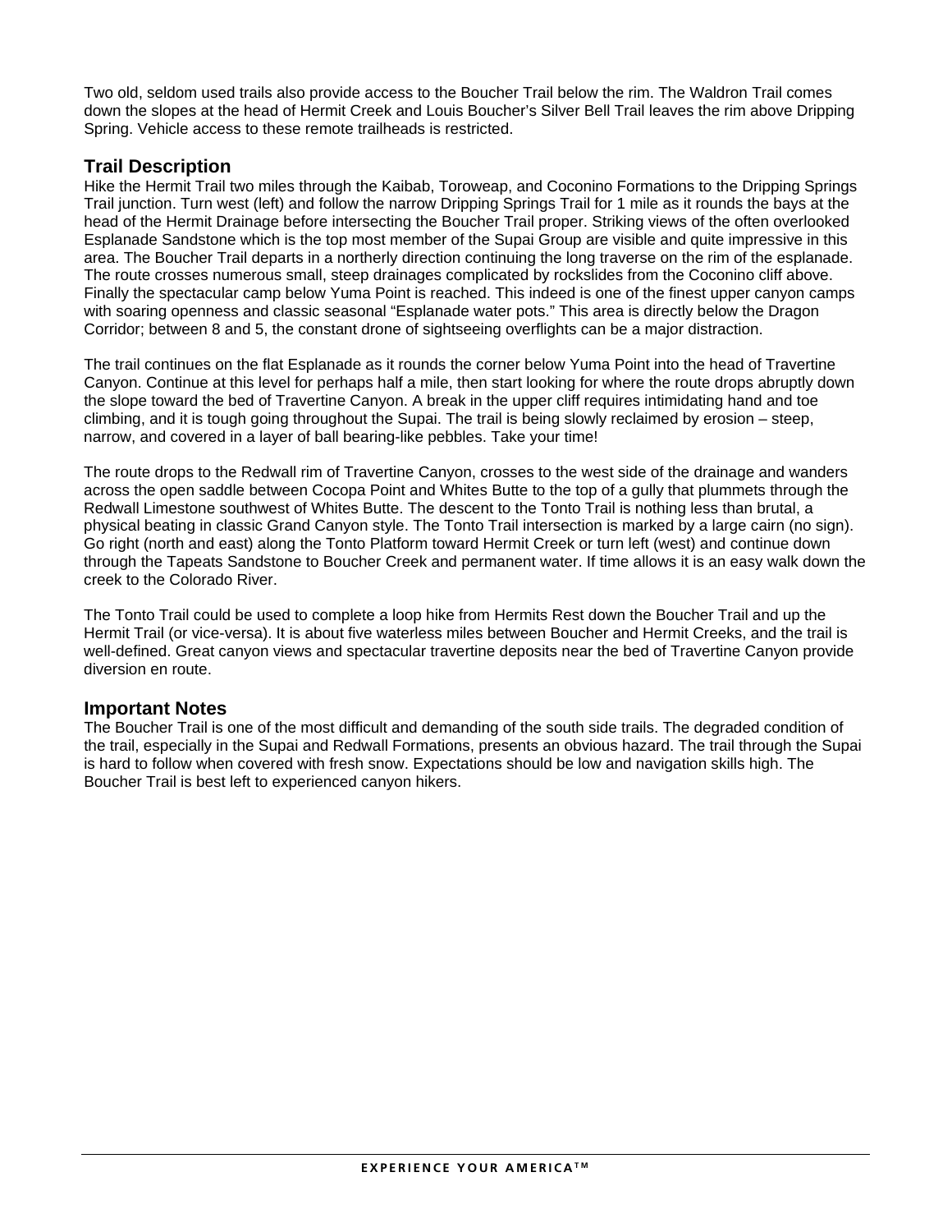Two old, seldom used trails also provide access to the Boucher Trail below the rim. The Waldron Trail comes down the slopes at the head of Hermit Creek and Louis Boucher's Silver Bell Trail leaves the rim above Dripping Spring. Vehicle access to these remote trailheads is restricted.

## Trail Description

Hike the Hermit Trail two miles through the Kaibab, Toroweap, and Coconino Formations to the Dripping Springs Trail junction. Turn west (left) and follow the narrow Dripping Springs Trail for 1 mile as it rounds the bays at the head of the Hermit Drainage before intersecting the Boucher Trail proper. Striking views of the often overlooked Esplanade Sandstone which is the top most member of the Supai Group are visible and quite impressive in this area. The Boucher Trail departs in a northerly direction continuing the long traverse on the rim of the esplanade. The route crosses numerous small, steep drainages complicated by rockslides from the Coconino cliff above. Finally the spectacular camp below Yuma Point is reached. This indeed is one of the finest upper canyon camps with soaring openness and classic seasonal "Esplanade water pots." This area is directly below the Dragon Corridor; between 8 and 5, the constant drone of sightseeing overflights can be a major distraction.

The trail continues on the flat Esplanade as it rounds the corner below Yuma Point into the head of Travertine Canyon. Continue at this level for perhaps half a mile, then start looking for where the route drops abruptly down the slope toward the bed of Travertine Canyon. A break in the upper cliff requires intimidating hand and toe climbing, and it is tough going throughout the Supai. The trail is being slowly reclaimed by erosion – steep, narrow, and covered in a layer of ball bearing-like pebbles. Take your time!

The route drops to the Redwall rim of Travertine Canyon, crosses to the west side of the drainage and wanders across the open saddle between Cocopa Point and Whites Butte to the top of a gully that plummets through the Redwall Limestone southwest of Whites Butte. The descent to the Tonto Trail is nothing less than brutal, a physical beating in classic Grand Canyon style. The Tonto Trail intersection is marked by a large cairn (no sign). Go right (north and east) along the Tonto Platform toward Hermit Creek or turn left (west) and continue down through the Tapeats Sandstone to Boucher Creek and permanent water. If time allows it is an easy walk down the creek to the Colorado River.

The Tonto Trail could be used to complete a loop hike from Hermits Rest down the Boucher Trail and up the Hermit Trail (or vice-versa). It is about five waterless miles between Boucher and Hermit Creeks, and the trail is well-defined. Great canyon views and spectacular travertine deposits near the bed of Travertine Canyon provide diversion en route.

## Important Notes

The Boucher Trail is one of the most difficult and demanding of the south side trails. The degraded condition of the trail, especially in the Supai and Redwall Formations, presents an obvious hazard. The trail through the Supai is hard to follow when covered with fresh snow. Expectations should be low and navigation skills high. The Boucher Trail is best left to experienced canyon hikers.